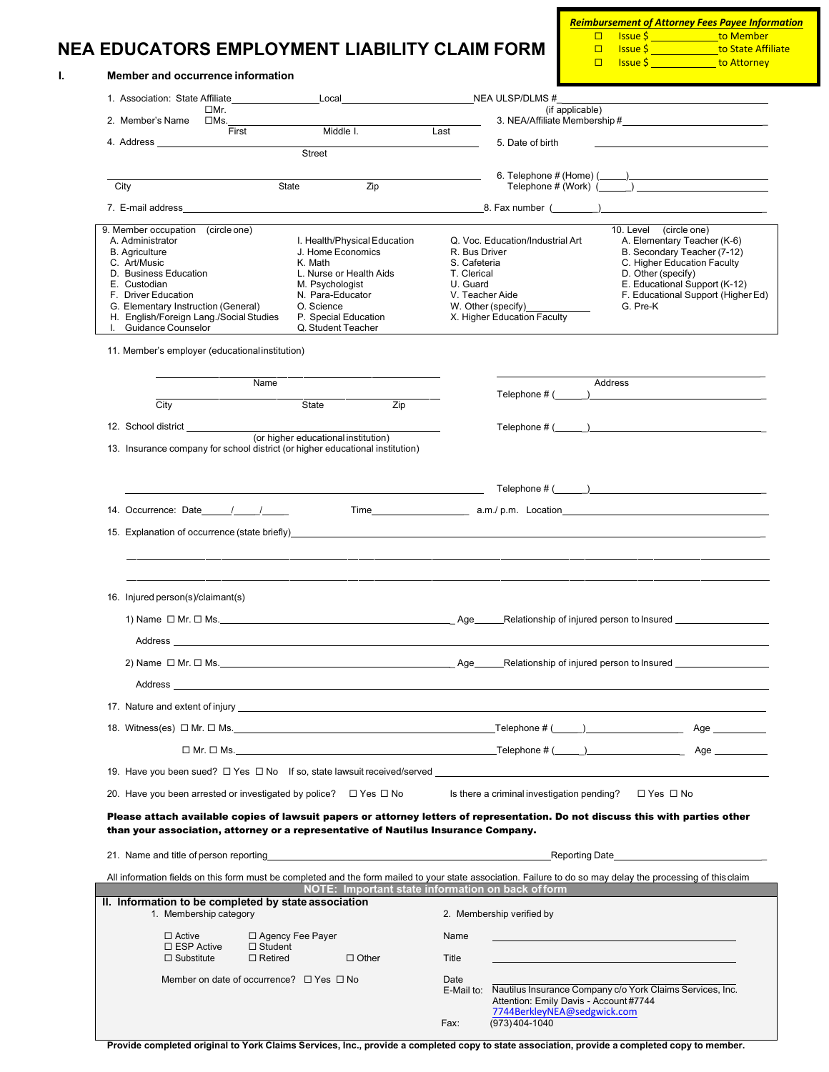# NEA EDUCATORS EMPLOYMENT LIABILITY CLAIM FORM

***Reimbursement of Attorney Fees Payee Information***

- ☐ Issue $ ____________ to Member
- ☐ Issue $ ____________ to State Affiliate
- ☐ Issue $ ____________ to Attorney

## I. Member and occurrence information

1. Association: State Affiliate ____________ Local ____________ NEA ULSP/DLMS # ____________ (if applicable)

2. Member's Name ☐Mr. ☐Ms. ____________ First ____________ Middle I. ____________ Last ____________

3. NEA/Affiliate Membership # ____________

4. Address ____________ Street ____________ City ____________ State ____________ Zip ____________

5. Date of birth ____________

6. Telephone # (Home) (_____) ____________ Telephone # (Work) (_____) ____________

7. E-mail address ____________

8. Fax number (________) ____________

9. Member occupation (circle one)

| | | |
|---|---|---|
| A. Administrator | I. Health/Physical Education | Q. Voc. Education/Industrial Art |
| B. Agriculture | J. Home Economics | R. Bus Driver |
| C. Art/Music | K. Math | S. Cafeteria |
| D. Business Education | L. Nurse or Health Aids | T. Clerical |
| E. Custodian | M. Psychologist | U. Guard |
| F. Driver Education | N. Para-Educator | V. Teacher Aide |
| G. Elementary Instruction (General) | O. Science | W. Other (specify) ________ |
| H. English/Foreign Lang./Social Studies | P. Special Education | X. Higher Education Faculty |
| I. Guidance Counselor | Q. Student Teacher | |

10. Level (circle one)
    - A. Elementary Teacher (K-6)
    - B. Secondary Teacher (7-12)
    - C. Higher Education Faculty
    - D. Other (specify)
    - E. Educational Support (K-12)
    - F. Educational Support (Higher Ed)
    - G. Pre-K

11. Member's employer (educational institution)

    ____________ Name ____________ Address ____________
    ____________ City ____________ State ____________ Zip ____________ Telephone # (_____) ____________

12. School district ____________ (or higher educational institution) Telephone # (_____) ____________

13. Insurance company for school district (or higher educational institution)

    ____________ Telephone # (_____) ____________

14. Occurrence: Date ____/____/____ Time ____________ a.m./ p.m. Location ____________

15. Explanation of occurrence (state briefly) ____________

16. Injured person(s)/claimant(s)

    1) Name ☐ Mr. ☐ Ms. ____________ Age _____ Relationship of injured person to Insured ____________
       Address ____________

    2) Name ☐ Mr. ☐ Ms. ____________ Age _____ Relationship of injured person to Insured ____________
       Address ____________

17. Nature and extent of injury ____________

18. Witness(es) ☐ Mr. ☐ Ms. ____________ Telephone # (_____) ____________ Age ________
    ☐ Mr. ☐ Ms. ____________ Telephone # (_____) ____________ Age ________

19. Have you been sued? ☐ Yes ☐ No If so, state lawsuit received/served ____________

20. Have you been arrested or investigated by police? ☐ Yes ☐ No Is there a criminal investigation pending? ☐ Yes ☐ No

**Please attach available copies of lawsuit papers or attorney letters of representation. Do not discuss this with parties other than your association, attorney or a representative of Nautilus Insurance Company.**

21. Name and title of person reporting ____________ Reporting Date ____________

All information fields on this form must be completed and the form mailed to your state association. Failure to do so may delay the processing of this claim

**NOTE: Important state information on back of form**

## II. Information to be completed by state association

1. Membership category
   - ☐ Active
   - ☐ Agency Fee Payer
   - ☐ ESP Active
   - ☐ Student
   - ☐ Substitute
   - ☐ Retired
   - ☐ Other

   Member on date of occurrence? ☐ Yes ☐ No

2. Membership verified by

   Name ____________
   Title ____________
   Date ____________

E-Mail to: Nautilus Insurance Company c/o York Claims Services, Inc.
Attention: Emily Davis - Account #7744
7744BerkleyNEA@sedgwick.com

Fax: (973) 404-1040

**Provide completed original to York Claims Services, Inc., provide a completed copy to state association, provide a completed copy to member.**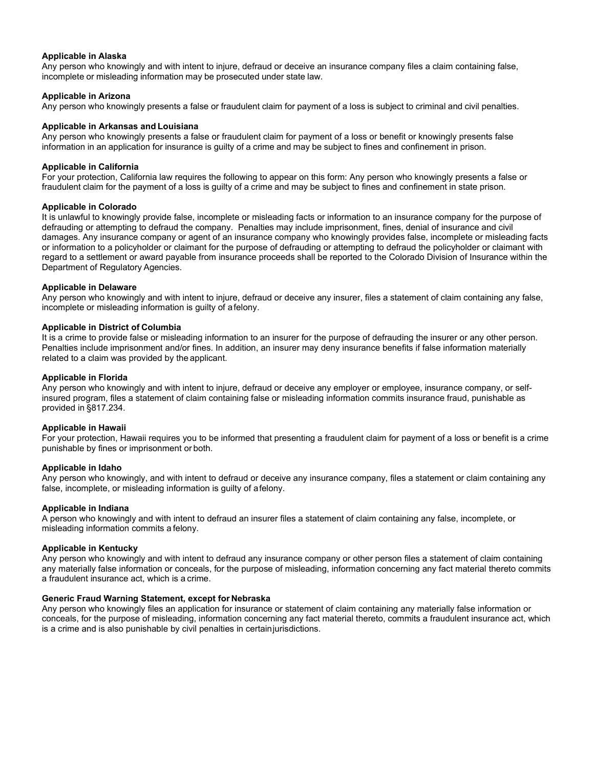**Applicable in Alaska**
Any person who knowingly and with intent to injure, defraud or deceive an insurance company files a claim containing false, incomplete or misleading information may be prosecuted under state law.

**Applicable in Arizona**
Any person who knowingly presents a false or fraudulent claim for payment of a loss is subject to criminal and civil penalties.

**Applicable in Arkansas and Louisiana**
Any person who knowingly presents a false or fraudulent claim for payment of a loss or benefit or knowingly presents false information in an application for insurance is guilty of a crime and may be subject to fines and confinement in prison.

**Applicable in California**
For your protection, California law requires the following to appear on this form: Any person who knowingly presents a false or fraudulent claim for the payment of a loss is guilty of a crime and may be subject to fines and confinement in state prison.

**Applicable in Colorado**
It is unlawful to knowingly provide false, incomplete or misleading facts or information to an insurance company for the purpose of defrauding or attempting to defraud the company. Penalties may include imprisonment, fines, denial of insurance and civil damages. Any insurance company or agent of an insurance company who knowingly provides false, incomplete or misleading facts or information to a policyholder or claimant for the purpose of defrauding or attempting to defraud the policyholder or claimant with regard to a settlement or award payable from insurance proceeds shall be reported to the Colorado Division of Insurance within the Department of Regulatory Agencies.

**Applicable in Delaware**
Any person who knowingly and with intent to injure, defraud or deceive any insurer, files a statement of claim containing any false, incomplete or misleading information is guilty of a felony.

**Applicable in District of Columbia**
It is a crime to provide false or misleading information to an insurer for the purpose of defrauding the insurer or any other person. Penalties include imprisonment and/or fines. In addition, an insurer may deny insurance benefits if false information materially related to a claim was provided by the applicant.

**Applicable in Florida**
Any person who knowingly and with intent to injure, defraud or deceive any employer or employee, insurance company, or self-insured program, files a statement of claim containing false or misleading information commits insurance fraud, punishable as provided in §817.234.

**Applicable in Hawaii**
For your protection, Hawaii requires you to be informed that presenting a fraudulent claim for payment of a loss or benefit is a crime punishable by fines or imprisonment or both.

**Applicable in Idaho**
Any person who knowingly, and with intent to defraud or deceive any insurance company, files a statement or claim containing any false, incomplete, or misleading information is guilty of a felony.

**Applicable in Indiana**
A person who knowingly and with intent to defraud an insurer files a statement of claim containing any false, incomplete, or misleading information commits a felony.

**Applicable in Kentucky**
Any person who knowingly and with intent to defraud any insurance company or other person files a statement of claim containing any materially false information or conceals, for the purpose of misleading, information concerning any fact material thereto commits a fraudulent insurance act, which is a crime.

**Generic Fraud Warning Statement, except for Nebraska**
Any person who knowingly files an application for insurance or statement of claim containing any materially false information or conceals, for the purpose of misleading, information concerning any fact material thereto, commits a fraudulent insurance act, which is a crime and is also punishable by civil penalties in certain jurisdictions.